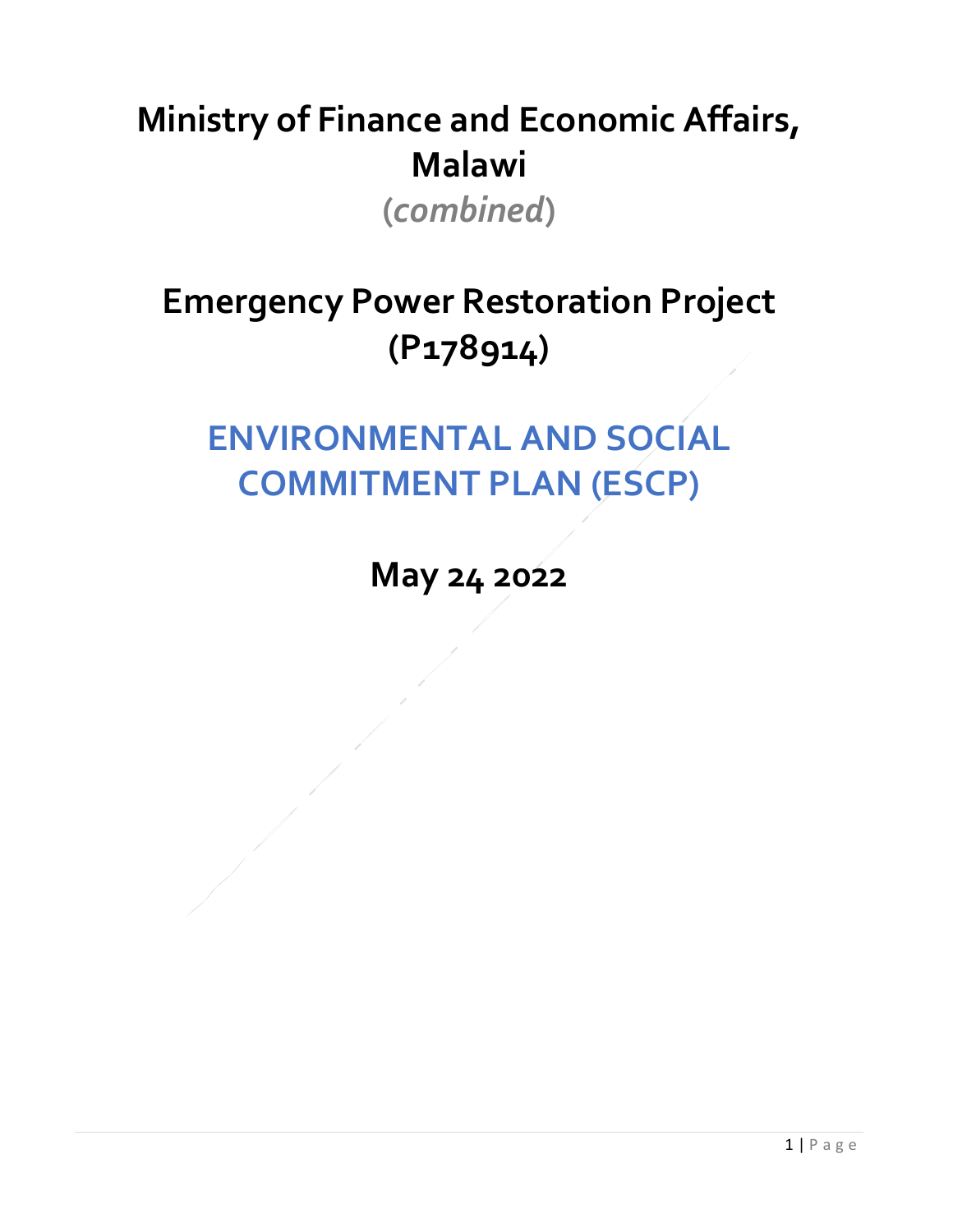# Ministry of Finance and Economic Affairs, Malawi

(*combined*)

# Emergency Power Restoration Project (P178914)

# ENVIRONMENTAL AND SOCIAL COMMITMENT PLAN (ESCP)

## May 24 2022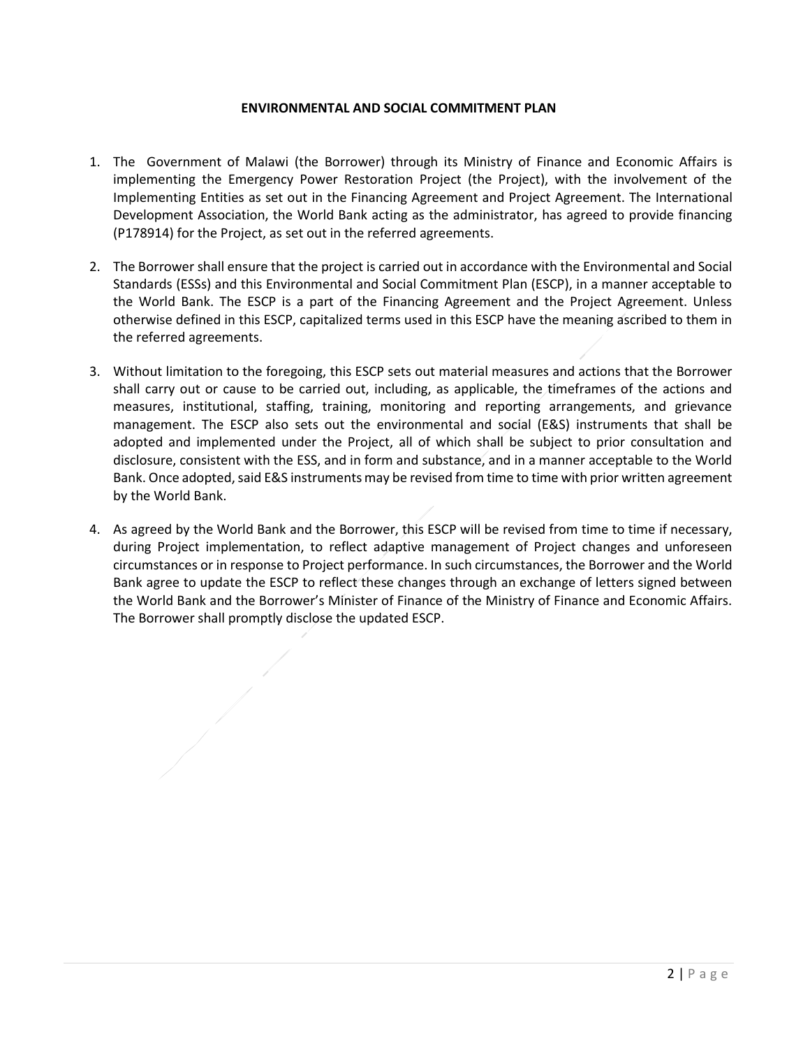**ENVIRONMENTAL AND SOCIAL COMMITMENT PLAN**

1. The Government of Malawi (the Borrower) through its Ministry of Finance and Economic Affairs is implementing the Emergency Power Restoration Project (the Project), with the involvement of the Implementing Entities as set out in the Financing Agreement and Project Agreement. The International Development Association, the World Bank acting as the administrator, has agreed to provide financing (P178914) for the Project, as set out in the referred agreements.

2. The Borrower shall ensure that the project is carried out in accordance with the Environmental and Social Standards (ESSs) and this Environmental and Social Commitment Plan (ESCP), in a manner acceptable to the World Bank. The ESCP is a part of the Financing Agreement and the Project Agreement. Unless otherwise defined in this ESCP, capitalized terms used in this ESCP have the meaning ascribed to them in the referred agreements.

3. Without limitation to the foregoing, this ESCP sets out material measures and actions that the Borrower shall carry out or cause to be carried out, including, as applicable, the timeframes of the actions and measures, institutional, staffing, training, monitoring and reporting arrangements, and grievance management. The ESCP also sets out the environmental and social (E&S) instruments that shall be adopted and implemented under the Project, all of which shall be subject to prior consultation and disclosure, consistent with the ESS, and in form and substance, and in a manner acceptable to the World Bank. Once adopted, said E&S instruments may be revised from time to time with prior written agreement by the World Bank.

4. As agreed by the World Bank and the Borrower, this ESCP will be revised from time to time if necessary, during Project implementation, to reflect adaptive management of Project changes and unforeseen circumstances or in response to Project performance. In such circumstances, the Borrower and the World Bank agree to update the ESCP to reflect these changes through an exchange of letters signed between the World Bank and the Borrower's Minister of Finance of the Ministry of Finance and Economic Affairs. The Borrower shall promptly disclose the updated ESCP.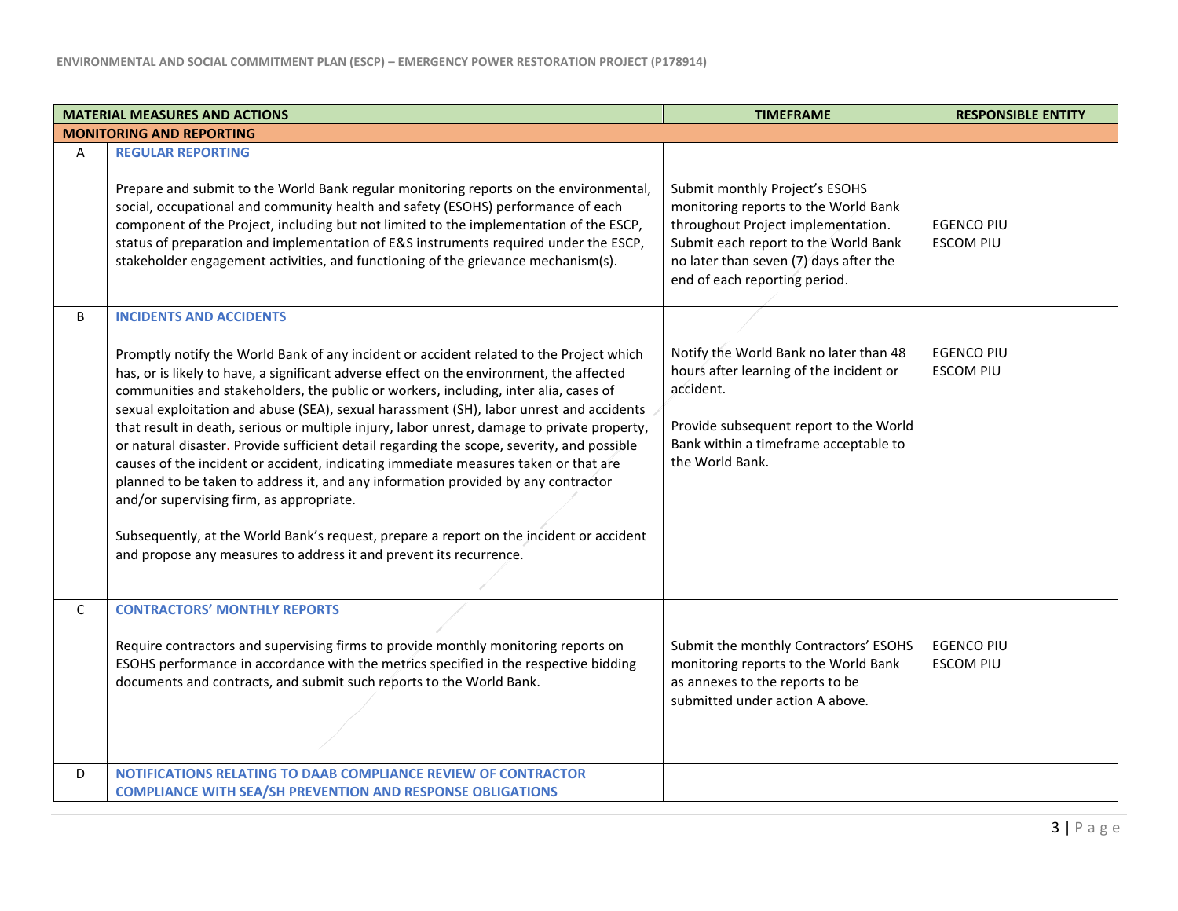| | MATERIAL MEASURES AND ACTIONS | TIMEFRAME | RESPONSIBLE ENTITY |
|---|---|---|---|
| **MONITORING AND REPORTING** | | | |
| A | **REGULAR REPORTING**<br><br>Prepare and submit to the World Bank regular monitoring reports on the environmental, social, occupational and community health and safety (ESOHS) performance of each component of the Project, including but not limited to the implementation of the ESCP, status of preparation and implementation of E&S instruments required under the ESCP, stakeholder engagement activities, and functioning of the grievance mechanism(s). | Submit monthly Project's ESOHS monitoring reports to the World Bank throughout Project implementation. Submit each report to the World Bank no later than seven (7) days after the end of each reporting period. | EGENCO PIU<br>ESCOM PIU |
| B | **INCIDENTS AND ACCIDENTS**<br><br>Promptly notify the World Bank of any incident or accident related to the Project which has, or is likely to have, a significant adverse effect on the environment, the affected communities and stakeholders, the public or workers, including, inter alia, cases of sexual exploitation and abuse (SEA), sexual harassment (SH), labor unrest and accidents that result in death, serious or multiple injury, labor unrest, damage to private property, or natural disaster. Provide sufficient detail regarding the scope, severity, and possible causes of the incident or accident, indicating immediate measures taken or that are planned to be taken to address it, and any information provided by any contractor and/or supervising firm, as appropriate.<br><br>Subsequently, at the World Bank's request, prepare a report on the incident or accident and propose any measures to address it and prevent its recurrence. | Notify the World Bank no later than 48 hours after learning of the incident or accident.<br><br>Provide subsequent report to the World Bank within a timeframe acceptable to the World Bank. | EGENCO PIU<br>ESCOM PIU |
| C | **CONTRACTORS' MONTHLY REPORTS**<br><br>Require contractors and supervising firms to provide monthly monitoring reports on ESOHS performance in accordance with the metrics specified in the respective bidding documents and contracts, and submit such reports to the World Bank. | Submit the monthly Contractors' ESOHS monitoring reports to the World Bank as annexes to the reports to be submitted under action A above. | EGENCO PIU<br>ESCOM PIU |
| D | **NOTIFICATIONS RELATING TO DAAB COMPLIANCE REVIEW OF CONTRACTOR COMPLIANCE WITH SEA/SH PREVENTION AND RESPONSE OBLIGATIONS** | | |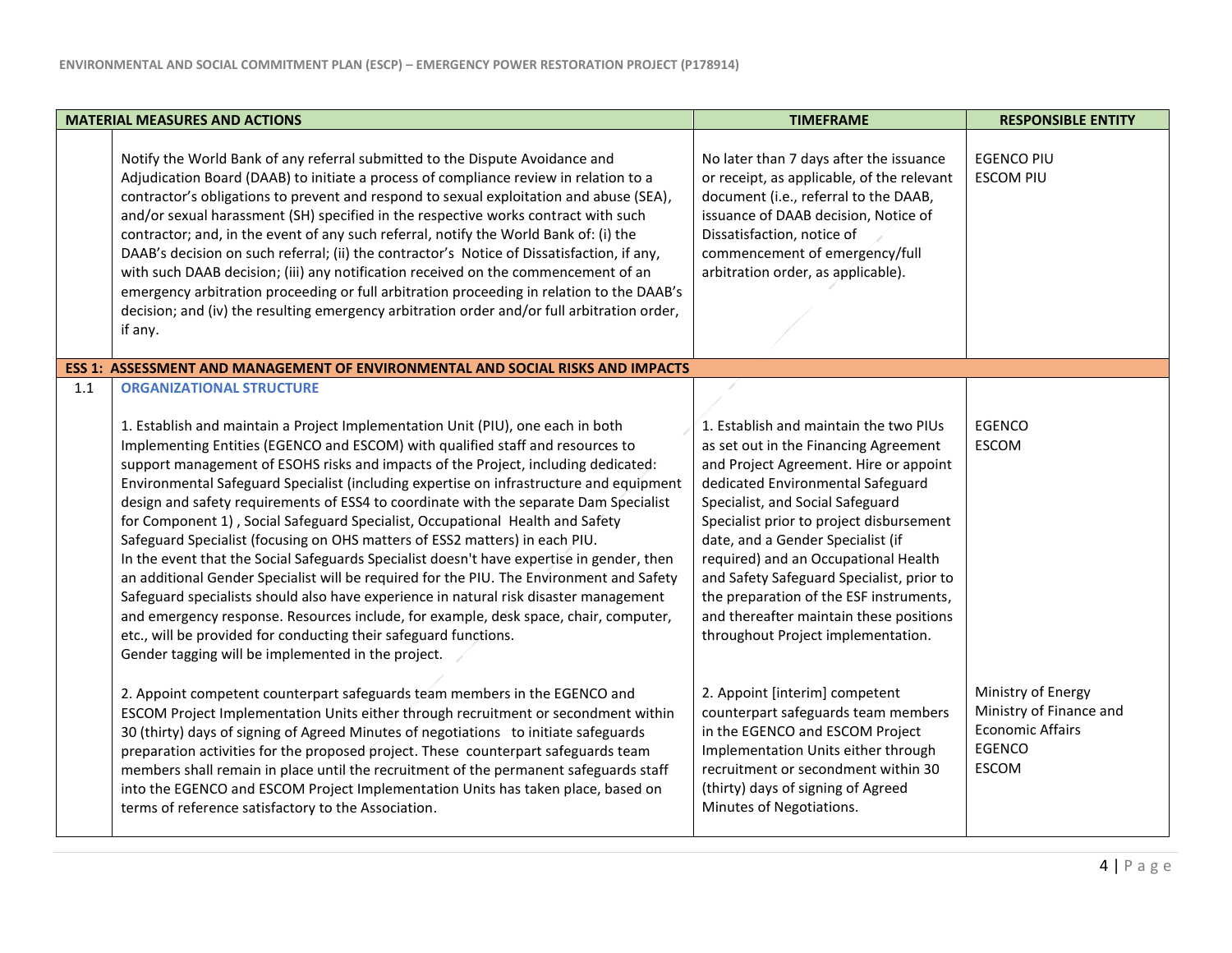| MATERIAL MEASURES AND ACTIONS | | TIMEFRAME | RESPONSIBLE ENTITY |
|---|---|---|---|
| | Notify the World Bank of any referral submitted to the Dispute Avoidance and Adjudication Board (DAAB) to initiate a process of compliance review in relation to a contractor's obligations to prevent and respond to sexual exploitation and abuse (SEA), and/or sexual harassment (SH) specified in the respective works contract with such contractor; and, in the event of any such referral, notify the World Bank of: (i) the DAAB's decision on such referral; (ii) the contractor's Notice of Dissatisfaction, if any, with such DAAB decision; (iii) any notification received on the commencement of an emergency arbitration proceeding or full arbitration proceeding in relation to the DAAB's decision; and (iv) the resulting emergency arbitration order and/or full arbitration order, if any. | No later than 7 days after the issuance or receipt, as applicable, of the relevant document (i.e., referral to the DAAB, issuance of DAAB decision, Notice of Dissatisfaction, notice of commencement of emergency/full arbitration order, as applicable). | EGENCO PIU<br>ESCOM PIU |
| **ESS 1: ASSESSMENT AND MANAGEMENT OF ENVIRONMENTAL AND SOCIAL RISKS AND IMPACTS** | | | |
| 1.1 | **ORGANIZATIONAL STRUCTURE**<br><br>1. Establish and maintain a Project Implementation Unit (PIU), one each in both Implementing Entities (EGENCO and ESCOM) with qualified staff and resources to support management of ESOHS risks and impacts of the Project, including dedicated: Environmental Safeguard Specialist (including expertise on infrastructure and equipment design and safety requirements of ESS4 to coordinate with the separate Dam Specialist for Component 1) , Social Safeguard Specialist, Occupational Health and Safety Safeguard Specialist (focusing on OHS matters of ESS2 matters) in each PIU.<br>In the event that the Social Safeguards Specialist doesn't have expertise in gender, then an additional Gender Specialist will be required for the PIU. The Environment and Safety Safeguard specialists should also have experience in natural risk disaster management and emergency response. Resources include, for example, desk space, chair, computer, etc., will be provided for conducting their safeguard functions.<br>Gender tagging will be implemented in the project. | 1. Establish and maintain the two PIUs as set out in the Financing Agreement and Project Agreement. Hire or appoint dedicated Environmental Safeguard Specialist, and Social Safeguard Specialist prior to project disbursement date, and a Gender Specialist (if required) and an Occupational Health and Safety Safeguard Specialist, prior to the preparation of the ESF instruments, and thereafter maintain these positions throughout Project implementation. | EGENCO<br>ESCOM |
| | 2. Appoint competent counterpart safeguards team members in the EGENCO and ESCOM Project Implementation Units either through recruitment or secondment within 30 (thirty) days of signing of Agreed Minutes of negotiations to initiate safeguards preparation activities for the proposed project. These counterpart safeguards team members shall remain in place until the recruitment of the permanent safeguards staff into the EGENCO and ESCOM Project Implementation Units has taken place, based on terms of reference satisfactory to the Association. | 2. Appoint [interim] competent counterpart safeguards team members in the EGENCO and ESCOM Project Implementation Units either through recruitment or secondment within 30 (thirty) days of signing of Agreed Minutes of Negotiations. | Ministry of Energy<br>Ministry of Finance and Economic Affairs<br>EGENCO<br>ESCOM |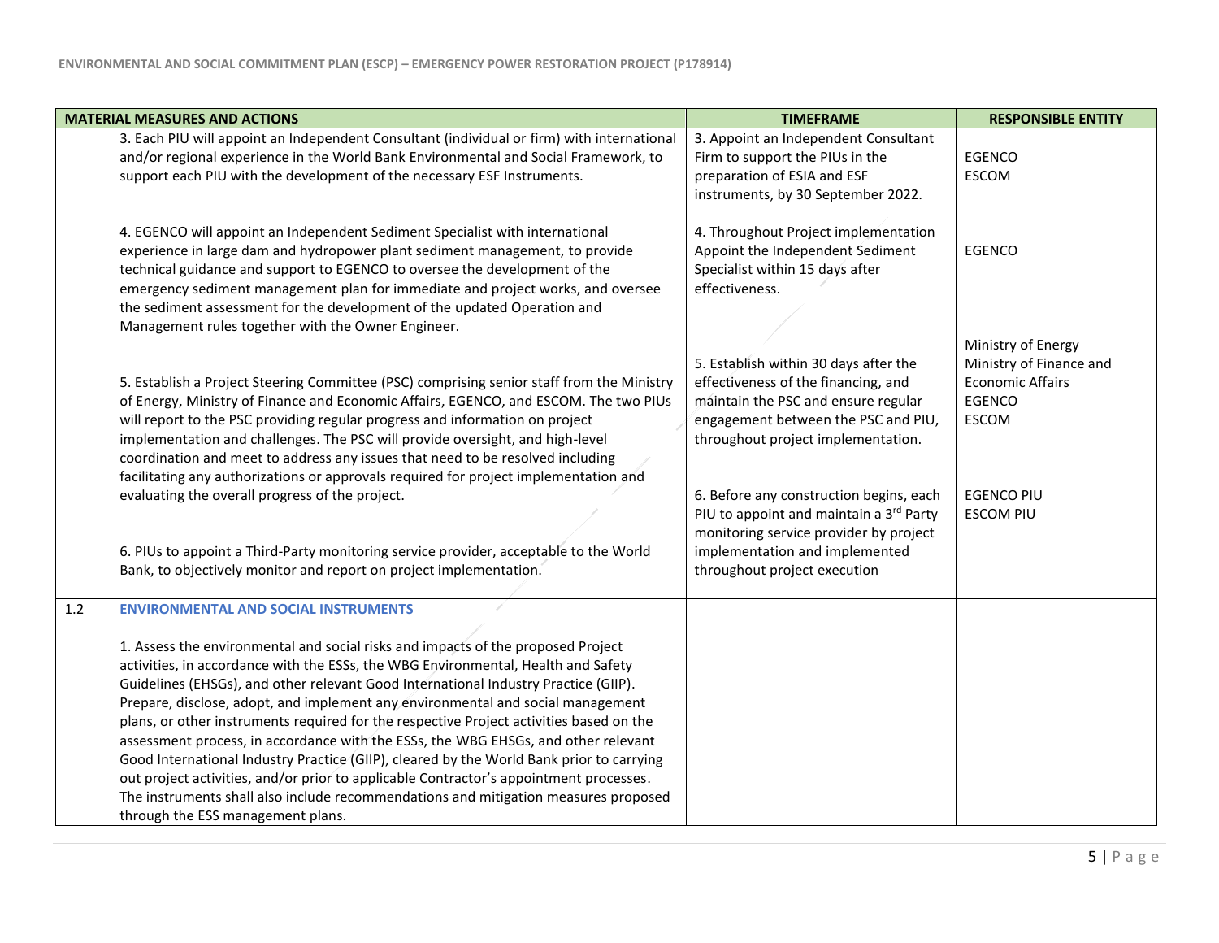| MATERIAL MEASURES AND ACTIONS | | TIMEFRAME | RESPONSIBLE ENTITY |
|---|---|---|---|
| | 3. Each PIU will appoint an Independent Consultant (individual or firm) with international and/or regional experience in the World Bank Environmental and Social Framework, to support each PIU with the development of the necessary ESF Instruments.<br><br>4. EGENCO will appoint an Independent Sediment Specialist with international experience in large dam and hydropower plant sediment management, to provide technical guidance and support to EGENCO to oversee the development of the emergency sediment management plan for immediate and project works, and oversee the sediment assessment for the development of the updated Operation and Management rules together with the Owner Engineer.<br><br>5. Establish a Project Steering Committee (PSC) comprising senior staff from the Ministry of Energy, Ministry of Finance and Economic Affairs, EGENCO, and ESCOM. The two PIUs will report to the PSC providing regular progress and information on project implementation and challenges. The PSC will provide oversight, and high-level coordination and meet to address any issues that need to be resolved including facilitating any authorizations or approvals required for project implementation and evaluating the overall progress of the project.<br><br>6. PIUs to appoint a Third-Party monitoring service provider, acceptable to the World Bank, to objectively monitor and report on project implementation. | 3. Appoint an Independent Consultant Firm to support the PIUs in the preparation of ESIA and ESF instruments, by 30 September 2022.<br><br>4. Throughout Project implementation Appoint the Independent Sediment Specialist within 15 days after effectiveness.<br><br>5. Establish within 30 days after the effectiveness of the financing, and maintain the PSC and ensure regular engagement between the PSC and PIU, throughout project implementation.<br><br>6. Before any construction begins, each PIU to appoint and maintain a 3rd Party monitoring service provider by project implementation and implemented throughout project execution | EGENCO<br>ESCOM<br><br>EGENCO<br><br>Ministry of Energy<br>Ministry of Finance and Economic Affairs<br>EGENCO<br>ESCOM<br><br>EGENCO PIU<br>ESCOM PIU |
| 1.2 | **ENVIRONMENTAL AND SOCIAL INSTRUMENTS**<br><br>1. Assess the environmental and social risks and impacts of the proposed Project activities, in accordance with the ESSs, the WBG Environmental, Health and Safety Guidelines (EHSGs), and other relevant Good International Industry Practice (GIIP). Prepare, disclose, adopt, and implement any environmental and social management plans, or other instruments required for the respective Project activities based on the assessment process, in accordance with the ESSs, the WBG EHSGs, and other relevant Good International Industry Practice (GIIP), cleared by the World Bank prior to carrying out project activities, and/or prior to applicable Contractor's appointment processes. The instruments shall also include recommendations and mitigation measures proposed through the ESS management plans. | | |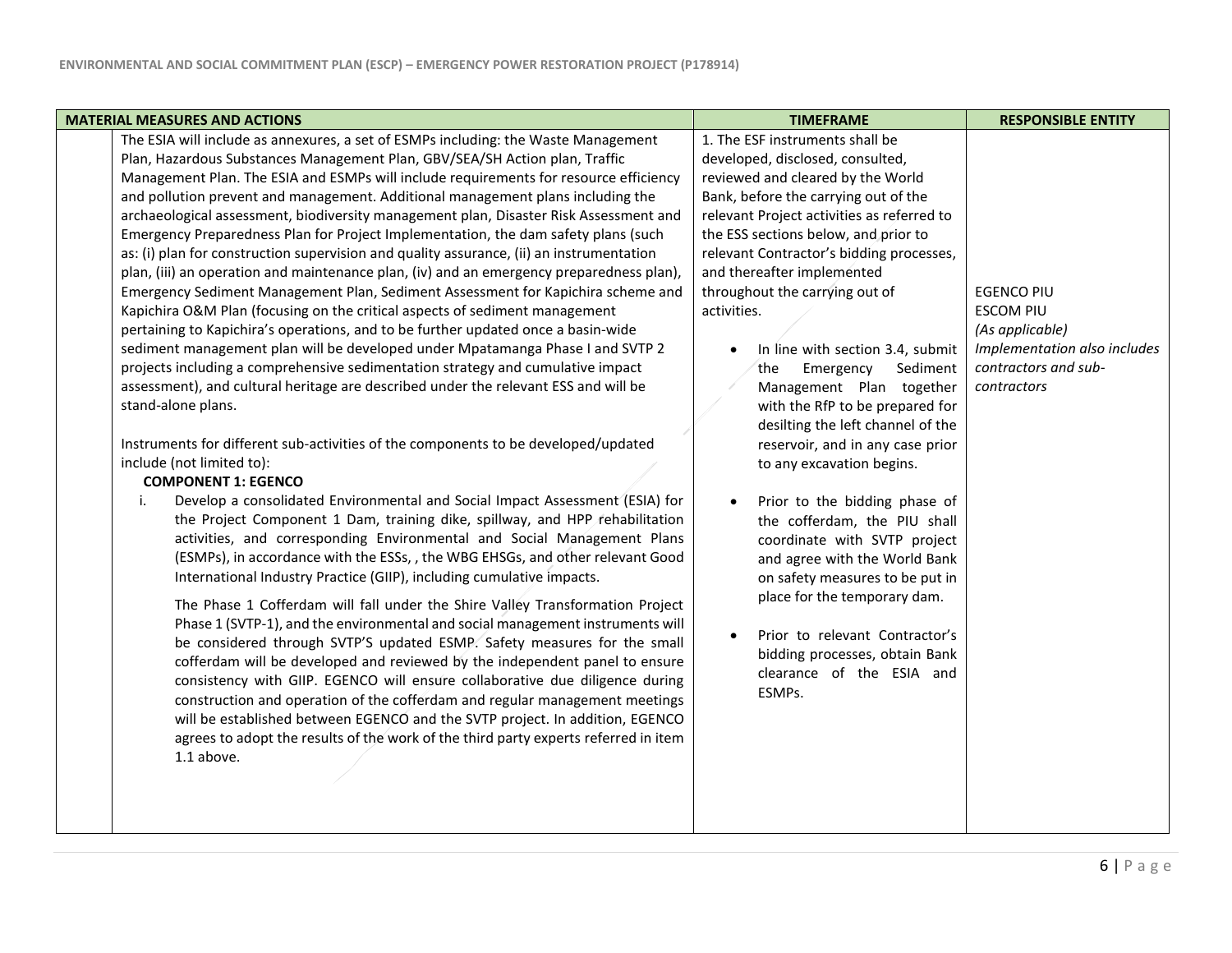| | MATERIAL MEASURES AND ACTIONS | TIMEFRAME | RESPONSIBLE ENTITY |
|---|---|---|---|
| | The ESIA will include as annexures, a set of ESMPs including: the Waste Management Plan, Hazardous Substances Management Plan, GBV/SEA/SH Action plan, Traffic Management Plan. The ESIA and ESMPs will include requirements for resource efficiency and pollution prevent and management. Additional management plans including the archaeological assessment, biodiversity management plan, Disaster Risk Assessment and Emergency Preparedness Plan for Project Implementation, the dam safety plans (such as: (i) plan for construction supervision and quality assurance, (ii) an instrumentation plan, (iii) an operation and maintenance plan, (iv) and an emergency preparedness plan), Emergency Sediment Management Plan, Sediment Assessment for Kapichira scheme and Kapichira O&M Plan (focusing on the critical aspects of sediment management pertaining to Kapichira's operations, and to be further updated once a basin-wide sediment management plan will be developed under Mpatamanga Phase I and SVTP 2 projects including a comprehensive sedimentation strategy and cumulative impact assessment), and cultural heritage are described under the relevant ESS and will be stand-alone plans.<br><br>Instruments for different sub-activities of the components to be developed/updated include (not limited to):<br>**COMPONENT 1: EGENCO**<br>i. Develop a consolidated Environmental and Social Impact Assessment (ESIA) for the Project Component 1 Dam, training dike, spillway, and HPP rehabilitation activities, and corresponding Environmental and Social Management Plans (ESMPs), in accordance with the ESSs, , the WBG EHSGs, and other relevant Good International Industry Practice (GIIP), including cumulative impacts.<br><br>The Phase 1 Cofferdam will fall under the Shire Valley Transformation Project Phase 1 (SVTP-1), and the environmental and social management instruments will be considered through SVTP'S updated ESMP. Safety measures for the small cofferdam will be developed and reviewed by the independent panel to ensure consistency with GIIP. EGENCO will ensure collaborative due diligence during construction and operation of the cofferdam and regular management meetings will be established between EGENCO and the SVTP project. In addition, EGENCO agrees to adopt the results of the work of the third party experts referred in item 1.1 above. | 1. The ESF instruments shall be developed, disclosed, consulted, reviewed and cleared by the World Bank, before the carrying out of the relevant Project activities as referred to the ESS sections below, and prior to relevant Contractor's bidding processes, and thereafter implemented throughout the carrying out of activities.<br><br>• In line with section 3.4, submit the Emergency Sediment Management Plan together with the RfP to be prepared for desilting the left channel of the reservoir, and in any case prior to any excavation begins.<br><br>• Prior to the bidding phase of the cofferdam, the PIU shall coordinate with SVTP project and agree with the World Bank on safety measures to be put in place for the temporary dam.<br><br>• Prior to relevant Contractor's bidding processes, obtain Bank clearance of the ESIA and ESMPs. | EGENCO PIU<br>ESCOM PIU<br>*(As applicable)*<br>*Implementation also includes contractors and sub-contractors* |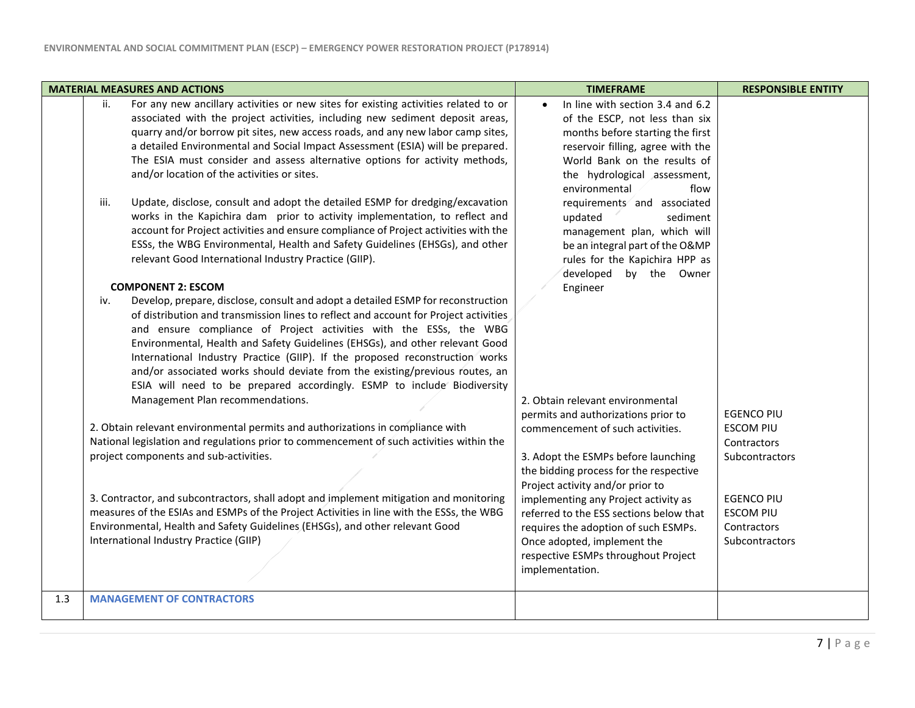| | MATERIAL MEASURES AND ACTIONS | TIMEFRAME | RESPONSIBLE ENTITY |
|---|---|---|---|
| | ii. For any new ancillary activities or new sites for existing activities related to or associated with the project activities, including new sediment deposit areas, quarry and/or borrow pit sites, new access roads, and any new labor camp sites, a detailed Environmental and Social Impact Assessment (ESIA) will be prepared. The ESIA must consider and assess alternative options for activity methods, and/or location of the activities or sites.<br><br>iii. Update, disclose, consult and adopt the detailed ESMP for dredging/excavation works in the Kapichira dam prior to activity implementation, to reflect and account for Project activities and ensure compliance of Project activities with the ESSs, the WBG Environmental, Health and Safety Guidelines (EHSGs), and other relevant Good International Industry Practice (GIIP).<br><br>**COMPONENT 2: ESCOM**<br>iv. Develop, prepare, disclose, consult and adopt a detailed ESMP for reconstruction of distribution and transmission lines to reflect and account for Project activities and ensure compliance of Project activities with the ESSs, the WBG Environmental, Health and Safety Guidelines (EHSGs), and other relevant Good International Industry Practice (GIIP). If the proposed reconstruction works and/or associated works should deviate from the existing/previous routes, an ESIA will need to be prepared accordingly. ESMP to include Biodiversity Management Plan recommendations. | • In line with section 3.4 and 6.2 of the ESCP, not less than six months before starting the first reservoir filling, agree with the World Bank on the results of the hydrological assessment, environmental flow requirements and associated updated sediment management plan, which will be an integral part of the O&MP rules for the Kapichira HPP as developed by the Owner Engineer | |
| | 2. Obtain relevant environmental permits and authorizations in compliance with National legislation and regulations prior to commencement of such activities within the project components and sub-activities. | 2. Obtain relevant environmental permits and authorizations prior to commencement of such activities. | EGENCO PIU<br>ESCOM PIU<br>Contractors<br>Subcontractors |
| | 3. Contractor, and subcontractors, shall adopt and implement mitigation and monitoring measures of the ESIAs and ESMPs of the Project Activities in line with the ESSs, the WBG Environmental, Health and Safety Guidelines (EHSGs), and other relevant Good International Industry Practice (GIIP) | 3. Adopt the ESMPs before launching the bidding process for the respective Project activity and/or prior to implementing any Project activity as referred to the ESS sections below that requires the adoption of such ESMPs. Once adopted, implement the respective ESMPs throughout Project implementation. | EGENCO PIU<br>ESCOM PIU<br>Contractors<br>Subcontractors |
| 1.3 | **MANAGEMENT OF CONTRACTORS** | | |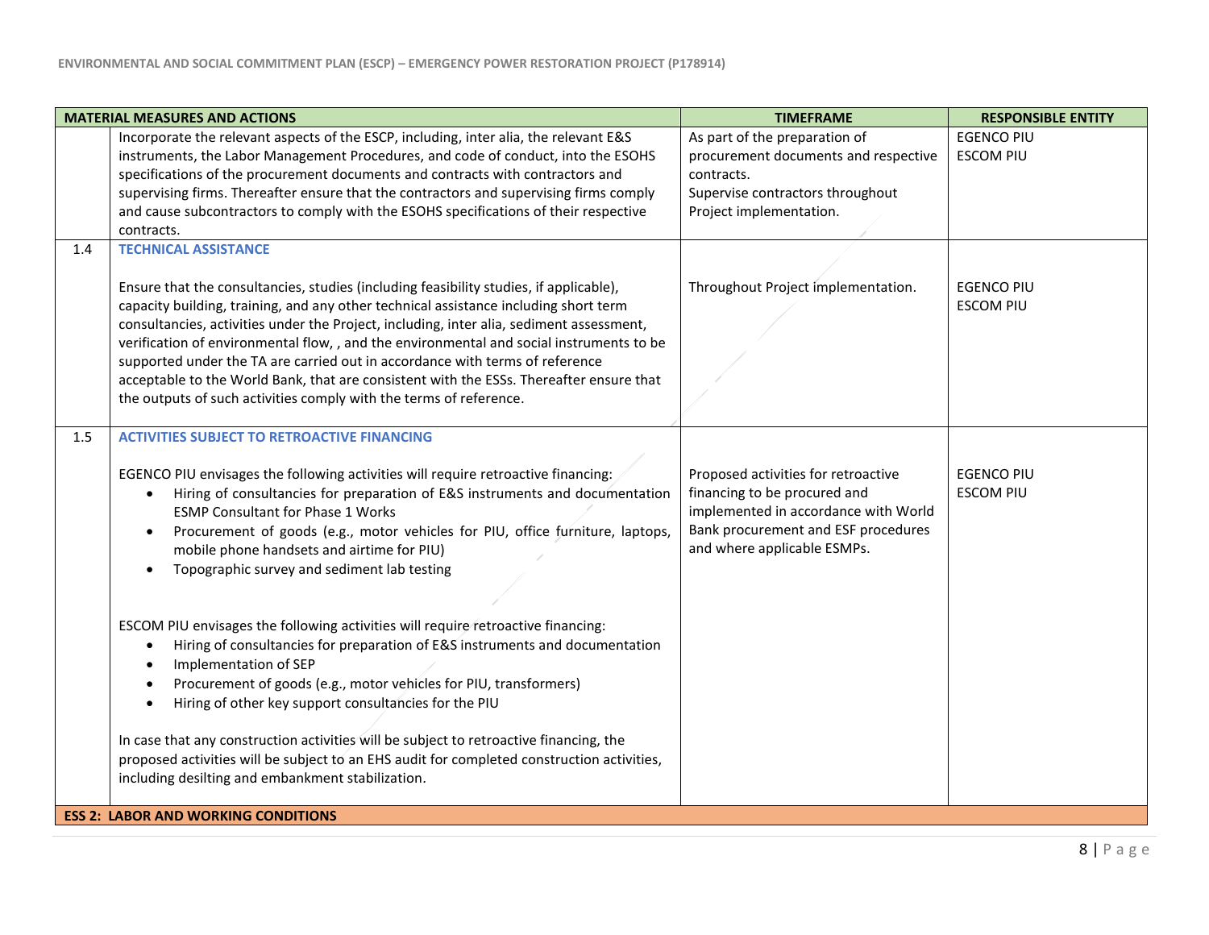| MATERIAL MEASURES AND ACTIONS | | TIMEFRAME | RESPONSIBLE ENTITY |
|---|---|---|---|
| | Incorporate the relevant aspects of the ESCP, including, inter alia, the relevant E&S instruments, the Labor Management Procedures, and code of conduct, into the ESOHS specifications of the procurement documents and contracts with contractors and supervising firms. Thereafter ensure that the contractors and supervising firms comply and cause subcontractors to comply with the ESOHS specifications of their respective contracts. | As part of the preparation of procurement documents and respective contracts.<br>Supervise contractors throughout Project implementation. | EGENCO PIU<br>ESCOM PIU |
| 1.4 | **TECHNICAL ASSISTANCE**<br><br>Ensure that the consultancies, studies (including feasibility studies, if applicable), capacity building, training, and any other technical assistance including short term consultancies, activities under the Project, including, inter alia, sediment assessment, verification of environmental flow, , and the environmental and social instruments to be supported under the TA are carried out in accordance with terms of reference acceptable to the World Bank, that are consistent with the ESSs. Thereafter ensure that the outputs of such activities comply with the terms of reference. | Throughout Project implementation. | EGENCO PIU<br>ESCOM PIU |
| 1.5 | **ACTIVITIES SUBJECT TO RETROACTIVE FINANCING**<br><br>EGENCO PIU envisages the following activities will require retroactive financing:<br>• Hiring of consultancies for preparation of E&S instruments and documentation ESMP Consultant for Phase 1 Works<br>• Procurement of goods (e.g., motor vehicles for PIU, office furniture, laptops, mobile phone handsets and airtime for PIU)<br>• Topographic survey and sediment lab testing<br><br>ESCOM PIU envisages the following activities will require retroactive financing:<br>• Hiring of consultancies for preparation of E&S instruments and documentation<br>• Implementation of SEP<br>• Procurement of goods (e.g., motor vehicles for PIU, transformers)<br>• Hiring of other key support consultancies for the PIU<br><br>In case that any construction activities will be subject to retroactive financing, the proposed activities will be subject to an EHS audit for completed construction activities, including desilting and embankment stabilization. | Proposed activities for retroactive financing to be procured and implemented in accordance with World Bank procurement and ESF procedures and where applicable ESMPs. | EGENCO PIU<br>ESCOM PIU |
| **ESS 2: LABOR AND WORKING CONDITIONS** | | | |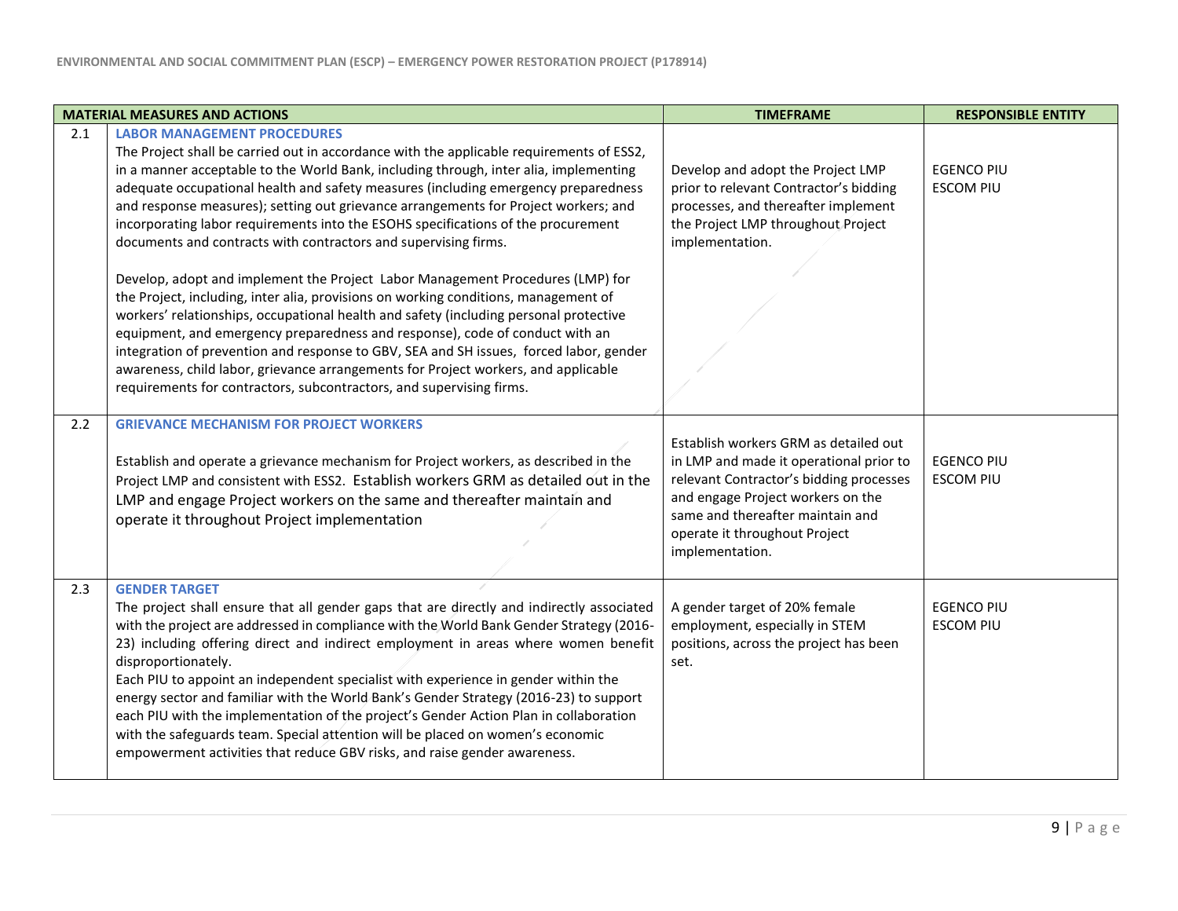| | MATERIAL MEASURES AND ACTIONS | TIMEFRAME | RESPONSIBLE ENTITY |
|---|---|---|---|
| 2.1 | **LABOR MANAGEMENT PROCEDURES**<br>The Project shall be carried out in accordance with the applicable requirements of ESS2, in a manner acceptable to the World Bank, including through, inter alia, implementing adequate occupational health and safety measures (including emergency preparedness and response measures); setting out grievance arrangements for Project workers; and incorporating labor requirements into the ESOHS specifications of the procurement documents and contracts with contractors and supervising firms.<br><br>Develop, adopt and implement the Project Labor Management Procedures (LMP) for the Project, including, inter alia, provisions on working conditions, management of workers' relationships, occupational health and safety (including personal protective equipment, and emergency preparedness and response), code of conduct with an integration of prevention and response to GBV, SEA and SH issues, forced labor, gender awareness, child labor, grievance arrangements for Project workers, and applicable requirements for contractors, subcontractors, and supervising firms. | Develop and adopt the Project LMP prior to relevant Contractor's bidding processes, and thereafter implement the Project LMP throughout Project implementation. | EGENCO PIU<br>ESCOM PIU |
| 2.2 | **GRIEVANCE MECHANISM FOR PROJECT WORKERS**<br><br>Establish and operate a grievance mechanism for Project workers, as described in the Project LMP and consistent with ESS2. Establish workers GRM as detailed out in the LMP and engage Project workers on the same and thereafter maintain and operate it throughout Project implementation | Establish workers GRM as detailed out in LMP and made it operational prior to relevant Contractor's bidding processes and engage Project workers on the same and thereafter maintain and operate it throughout Project implementation. | EGENCO PIU<br>ESCOM PIU |
| 2.3 | **GENDER TARGET**<br>The project shall ensure that all gender gaps that are directly and indirectly associated with the project are addressed in compliance with the World Bank Gender Strategy (2016-23) including offering direct and indirect employment in areas where women benefit disproportionately.<br>Each PIU to appoint an independent specialist with experience in gender within the energy sector and familiar with the World Bank's Gender Strategy (2016-23) to support each PIU with the implementation of the project's Gender Action Plan in collaboration with the safeguards team. Special attention will be placed on women's economic empowerment activities that reduce GBV risks, and raise gender awareness. | A gender target of 20% female employment, especially in STEM positions, across the project has been set. | EGENCO PIU<br>ESCOM PIU |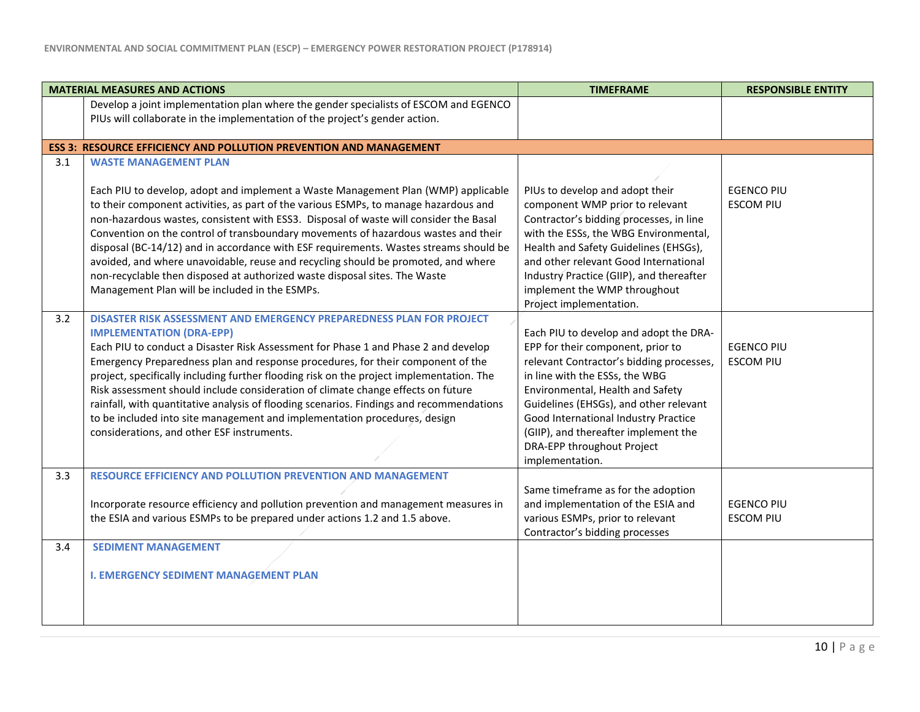| MATERIAL MEASURES AND ACTIONS | | TIMEFRAME | RESPONSIBLE ENTITY |
|---|---|---|---|
| | Develop a joint implementation plan where the gender specialists of ESCOM and EGENCO PIUs will collaborate in the implementation of the project's gender action. | | |
| **ESS 3: RESOURCE EFFICIENCY AND POLLUTION PREVENTION AND MANAGEMENT** | | | |
| 3.1 | **WASTE MANAGEMENT PLAN**<br><br>Each PIU to develop, adopt and implement a Waste Management Plan (WMP) applicable to their component activities, as part of the various ESMPs, to manage hazardous and non-hazardous wastes, consistent with ESS3. Disposal of waste will consider the Basal Convention on the control of transboundary movements of hazardous wastes and their disposal (BC-14/12) and in accordance with ESF requirements. Wastes streams should be avoided, and where unavoidable, reuse and recycling should be promoted, and where non-recyclable then disposed at authorized waste disposal sites. The Waste Management Plan will be included in the ESMPs. | PIUs to develop and adopt their component WMP prior to relevant Contractor's bidding processes, in line with the ESSs, the WBG Environmental, Health and Safety Guidelines (EHSGs), and other relevant Good International Industry Practice (GIIP), and thereafter implement the WMP throughout Project implementation. | EGENCO PIU<br>ESCOM PIU |
| 3.2 | **DISASTER RISK ASSESSMENT AND EMERGENCY PREPAREDNESS PLAN FOR PROJECT IMPLEMENTATION (DRA-EPP)**<br>Each PIU to conduct a Disaster Risk Assessment for Phase 1 and Phase 2 and develop Emergency Preparedness plan and response procedures, for their component of the project, specifically including further flooding risk on the project implementation. The Risk assessment should include consideration of climate change effects on future rainfall, with quantitative analysis of flooding scenarios. Findings and recommendations to be included into site management and implementation procedures, design considerations, and other ESF instruments. | Each PIU to develop and adopt the DRA-EPP for their component, prior to relevant Contractor's bidding processes, in line with the ESSs, the WBG Environmental, Health and Safety Guidelines (EHSGs), and other relevant Good International Industry Practice (GIIP), and thereafter implement the DRA-EPP throughout Project implementation. | EGENCO PIU<br>ESCOM PIU |
| 3.3 | **RESOURCE EFFICIENCY AND POLLUTION PREVENTION AND MANAGEMENT**<br><br>Incorporate resource efficiency and pollution prevention and management measures in the ESIA and various ESMPs to be prepared under actions 1.2 and 1.5 above. | Same timeframe as for the adoption and implementation of the ESIA and various ESMPs, prior to relevant Contractor's bidding processes | EGENCO PIU<br>ESCOM PIU |
| 3.4 | **SEDIMENT MANAGEMENT**<br><br>**I. EMERGENCY SEDIMENT MANAGEMENT PLAN** | | |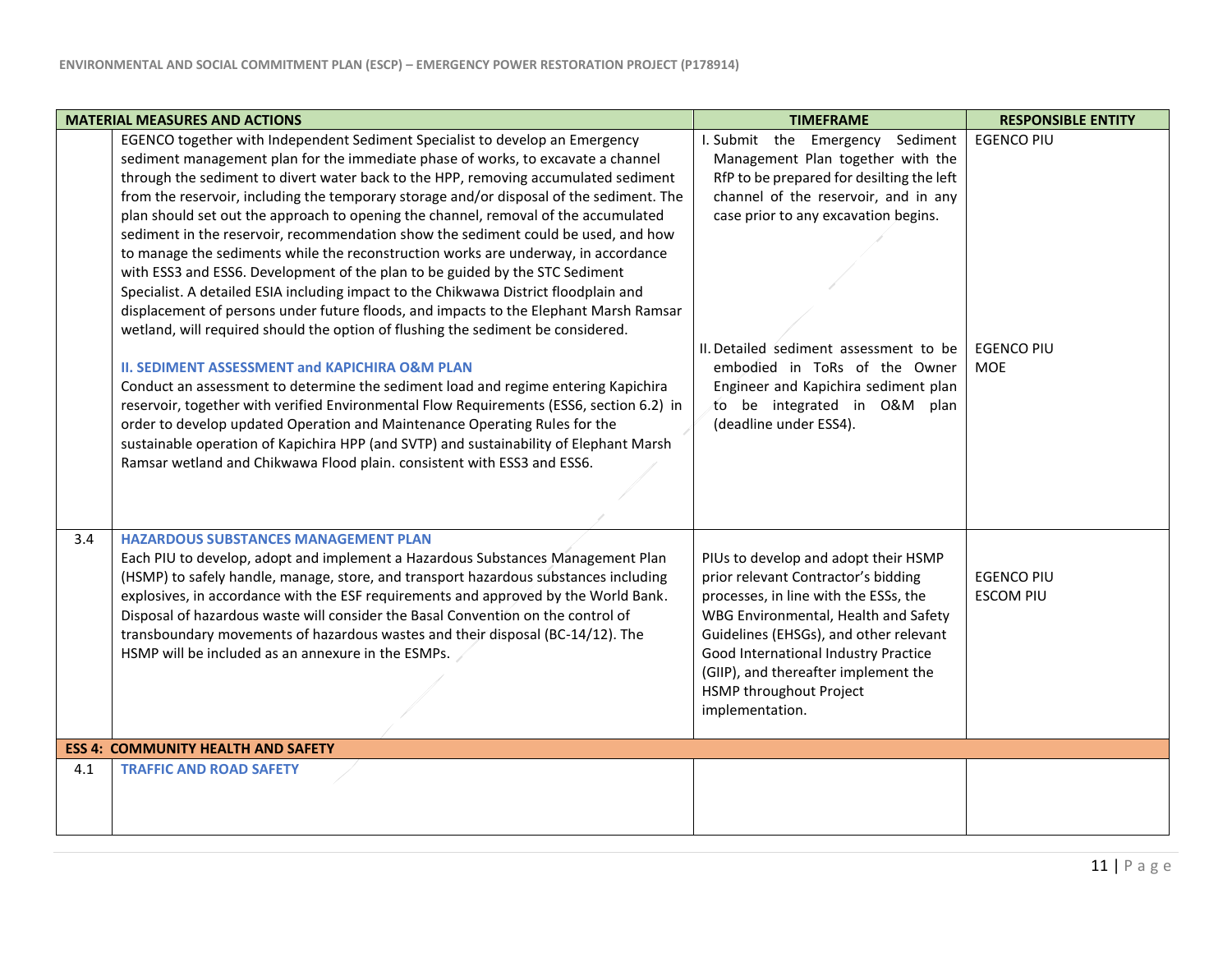| MATERIAL MEASURES AND ACTIONS | | TIMEFRAME | RESPONSIBLE ENTITY |
|---|---|---|---|
| | EGENCO together with Independent Sediment Specialist to develop an Emergency sediment management plan for the immediate phase of works, to excavate a channel through the sediment to divert water back to the HPP, removing accumulated sediment from the reservoir, including the temporary storage and/or disposal of the sediment. The plan should set out the approach to opening the channel, removal of the accumulated sediment in the reservoir, recommendation show the sediment could be used, and how to manage the sediments while the reconstruction works are underway, in accordance with ESS3 and ESS6. Development of the plan to be guided by the STC Sediment Specialist. A detailed ESIA including impact to the Chikwawa District floodplain and displacement of persons under future floods, and impacts to the Elephant Marsh Ramsar wetland, will required should the option of flushing the sediment be considered.<br><br>**II. SEDIMENT ASSESSMENT and KAPICHIRA O&M PLAN**<br>Conduct an assessment to determine the sediment load and regime entering Kapichira reservoir, together with verified Environmental Flow Requirements (ESS6, section 6.2) in order to develop updated Operation and Maintenance Operating Rules for the sustainable operation of Kapichira HPP (and SVTP) and sustainability of Elephant Marsh Ramsar wetland and Chikwawa Flood plain. consistent with ESS3 and ESS6. | I. Submit the Emergency Sediment Management Plan together with the RfP to be prepared for desilting the left channel of the reservoir, and in any case prior to any excavation begins.<br><br>II. Detailed sediment assessment to be embodied in ToRs of the Owner Engineer and Kapichira sediment plan to be integrated in O&M plan (deadline under ESS4). | EGENCO PIU<br><br>EGENCO PIU<br>MOE |
| 3.4 | **HAZARDOUS SUBSTANCES MANAGEMENT PLAN**<br>Each PIU to develop, adopt and implement a Hazardous Substances Management Plan (HSMP) to safely handle, manage, store, and transport hazardous substances including explosives, in accordance with the ESF requirements and approved by the World Bank. Disposal of hazardous waste will consider the Basal Convention on the control of transboundary movements of hazardous wastes and their disposal (BC-14/12). The HSMP will be included as an annexure in the ESMPs. | PIUs to develop and adopt their HSMP prior relevant Contractor's bidding processes, in line with the ESSs, the WBG Environmental, Health and Safety Guidelines (EHSGs), and other relevant Good International Industry Practice (GIIP), and thereafter implement the HSMP throughout Project implementation. | EGENCO PIU<br>ESCOM PIU |
| **ESS 4: COMMUNITY HEALTH AND SAFETY** | | | |
| 4.1 | **TRAFFIC AND ROAD SAFETY** | | |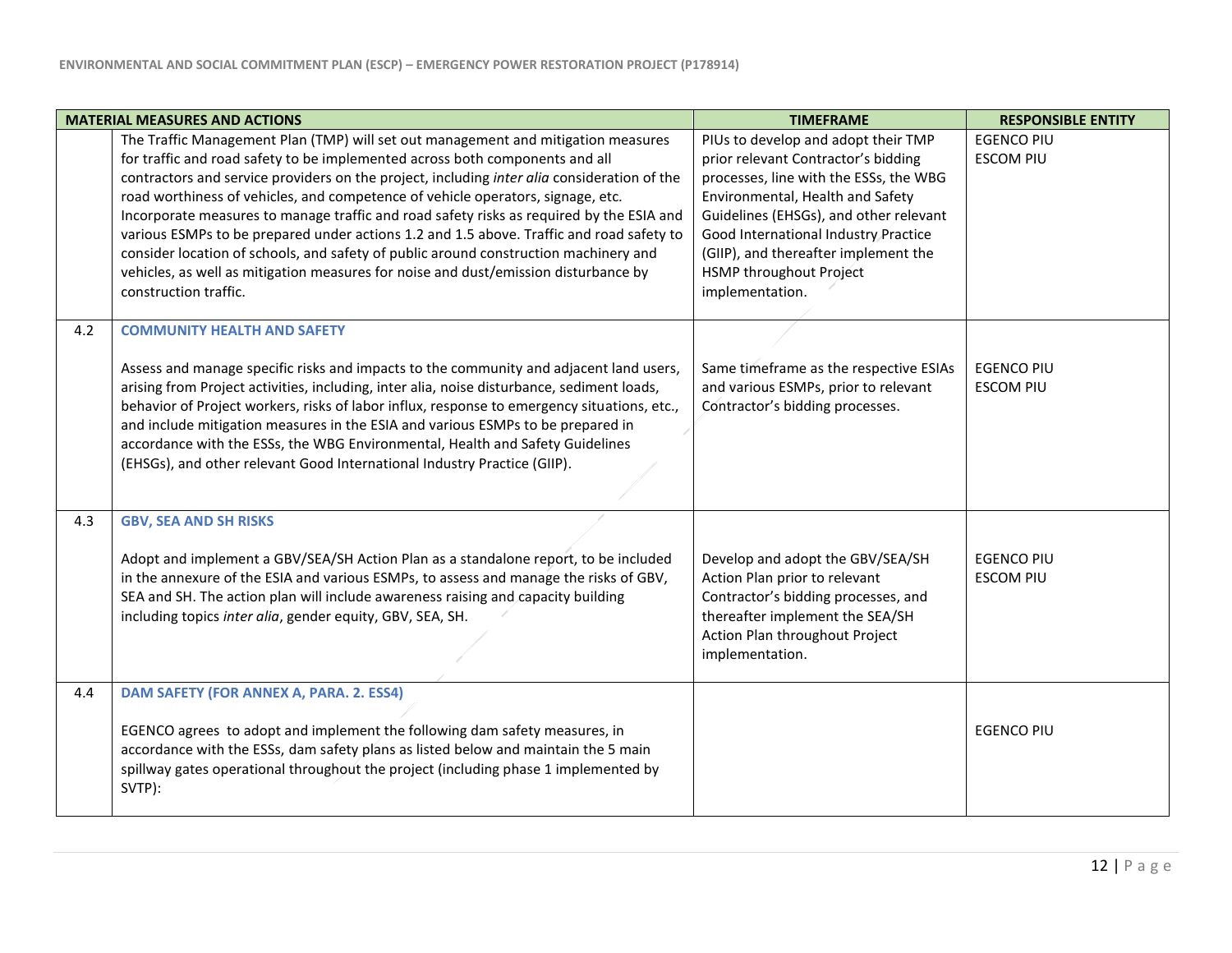| MATERIAL MEASURES AND ACTIONS | | TIMEFRAME | RESPONSIBLE ENTITY |
|---|---|---|---|
| | The Traffic Management Plan (TMP) will set out management and mitigation measures for traffic and road safety to be implemented across both components and all contractors and service providers on the project, including *inter alia* consideration of the road worthiness of vehicles, and competence of vehicle operators, signage, etc. Incorporate measures to manage traffic and road safety risks as required by the ESIA and various ESMPs to be prepared under actions 1.2 and 1.5 above. Traffic and road safety to consider location of schools, and safety of public around construction machinery and vehicles, as well as mitigation measures for noise and dust/emission disturbance by construction traffic. | PIUs to develop and adopt their TMP prior relevant Contractor's bidding processes, line with the ESSs, the WBG Environmental, Health and Safety Guidelines (EHSGs), and other relevant Good International Industry Practice (GIIP), and thereafter implement the HSMP throughout Project implementation. | EGENCO PIU<br>ESCOM PIU |
| 4.2 | **COMMUNITY HEALTH AND SAFETY**<br><br>Assess and manage specific risks and impacts to the community and adjacent land users, arising from Project activities, including, inter alia, noise disturbance, sediment loads, behavior of Project workers, risks of labor influx, response to emergency situations, etc., and include mitigation measures in the ESIA and various ESMPs to be prepared in accordance with the ESSs, the WBG Environmental, Health and Safety Guidelines (EHSGs), and other relevant Good International Industry Practice (GIIP). | Same timeframe as the respective ESIAs and various ESMPs, prior to relevant Contractor's bidding processes. | EGENCO PIU<br>ESCOM PIU |
| 4.3 | **GBV, SEA AND SH RISKS**<br><br>Adopt and implement a GBV/SEA/SH Action Plan as a standalone report, to be included in the annexure of the ESIA and various ESMPs, to assess and manage the risks of GBV, SEA and SH. The action plan will include awareness raising and capacity building including topics *inter alia*, gender equity, GBV, SEA, SH. | Develop and adopt the GBV/SEA/SH Action Plan prior to relevant Contractor's bidding processes, and thereafter implement the SEA/SH Action Plan throughout Project implementation. | EGENCO PIU<br>ESCOM PIU |
| 4.4 | **DAM SAFETY (FOR ANNEX A, PARA. 2. ESS4)**<br><br>EGENCO agrees to adopt and implement the following dam safety measures, in accordance with the ESSs, dam safety plans as listed below and maintain the 5 main spillway gates operational throughout the project (including phase 1 implemented by SVTP): | | EGENCO PIU |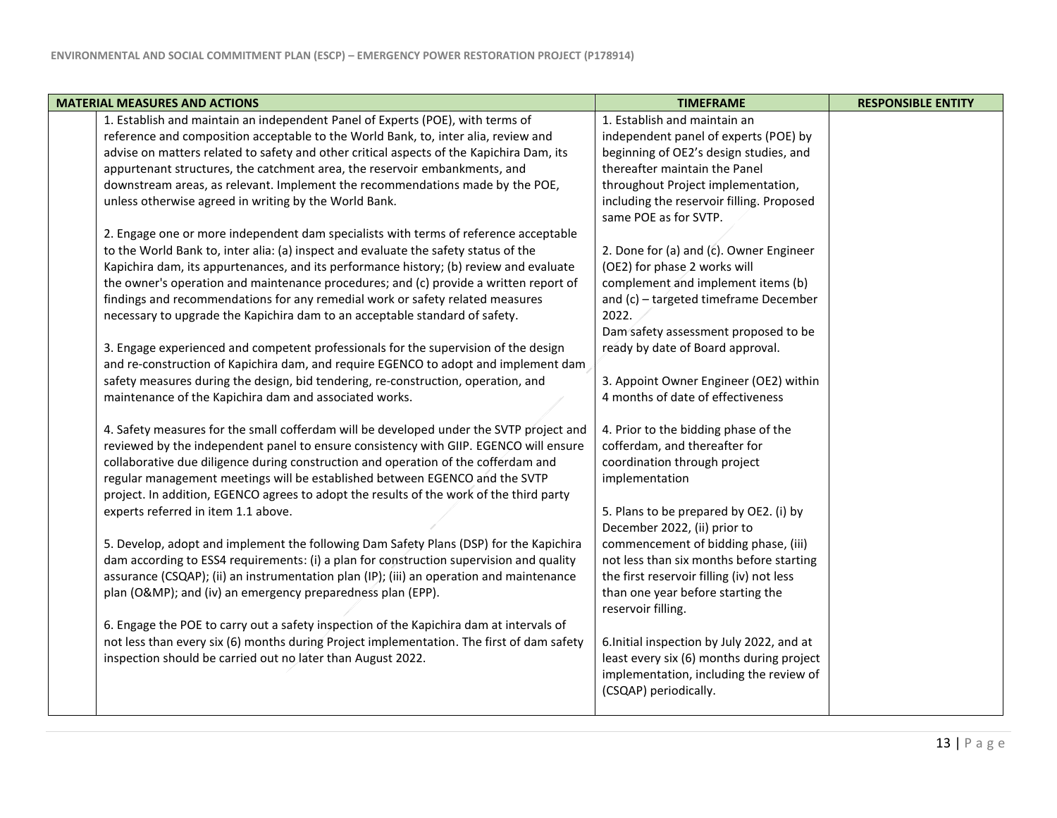| MATERIAL MEASURES AND ACTIONS | | TIMEFRAME | RESPONSIBLE ENTITY |
|---|---|---|---|
| | 1. Establish and maintain an independent Panel of Experts (POE), with terms of reference and composition acceptable to the World Bank, to, inter alia, review and advise on matters related to safety and other critical aspects of the Kapichira Dam, its appurtenant structures, the catchment area, the reservoir embankments, and downstream areas, as relevant. Implement the recommendations made by the POE, unless otherwise agreed in writing by the World Bank.<br><br>2. Engage one or more independent dam specialists with terms of reference acceptable to the World Bank to, inter alia: (a) inspect and evaluate the safety status of the Kapichira dam, its appurtenances, and its performance history; (b) review and evaluate the owner's operation and maintenance procedures; and (c) provide a written report of findings and recommendations for any remedial work or safety related measures necessary to upgrade the Kapichira dam to an acceptable standard of safety.<br><br>3. Engage experienced and competent professionals for the supervision of the design and re-construction of Kapichira dam, and require EGENCO to adopt and implement dam safety measures during the design, bid tendering, re-construction, operation, and maintenance of the Kapichira dam and associated works.<br><br>4. Safety measures for the small cofferdam will be developed under the SVTP project and reviewed by the independent panel to ensure consistency with GIIP. EGENCO will ensure collaborative due diligence during construction and operation of the cofferdam and regular management meetings will be established between EGENCO and the SVTP project. In addition, EGENCO agrees to adopt the results of the work of the third party experts referred in item 1.1 above.<br><br>5. Develop, adopt and implement the following Dam Safety Plans (DSP) for the Kapichira dam according to ESS4 requirements: (i) a plan for construction supervision and quality assurance (CSQAP); (ii) an instrumentation plan (IP); (iii) an operation and maintenance plan (O&MP); and (iv) an emergency preparedness plan (EPP).<br><br>6. Engage the POE to carry out a safety inspection of the Kapichira dam at intervals of not less than every six (6) months during Project implementation. The first of dam safety inspection should be carried out no later than August 2022. | 1. Establish and maintain an independent panel of experts (POE) by beginning of OE2's design studies, and thereafter maintain the Panel throughout Project implementation, including the reservoir filling. Proposed same POE as for SVTP.<br><br>2. Done for (a) and (c). Owner Engineer (OE2) for phase 2 works will complement and implement items (b) and (c) – targeted timeframe December 2022.<br>Dam safety assessment proposed to be ready by date of Board approval.<br><br>3. Appoint Owner Engineer (OE2) within 4 months of date of effectiveness<br><br>4. Prior to the bidding phase of the cofferdam, and thereafter for coordination through project implementation<br><br>5. Plans to be prepared by OE2. (i) by December 2022, (ii) prior to commencement of bidding phase, (iii) not less than six months before starting the first reservoir filling (iv) not less than one year before starting the reservoir filling.<br><br>6.Initial inspection by July 2022, and at least every six (6) months during project implementation, including the review of (CSQAP) periodically. | |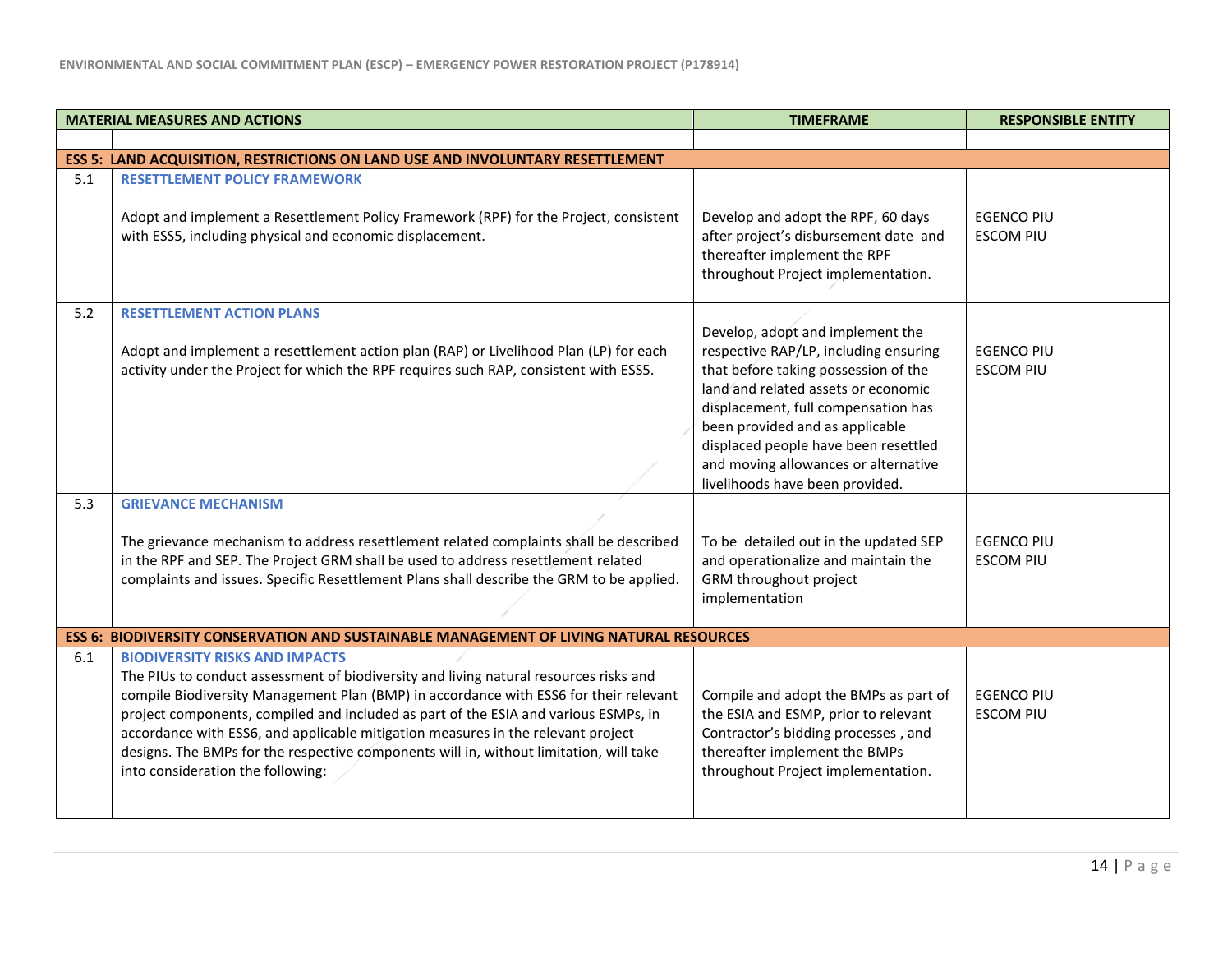| | MATERIAL MEASURES AND ACTIONS | TIMEFRAME | RESPONSIBLE ENTITY |
|---|---|---|---|
| | | | |
| **ESS 5: LAND ACQUISITION, RESTRICTIONS ON LAND USE AND INVOLUNTARY RESETTLEMENT** | | | |
| 5.1 | **RESETTLEMENT POLICY FRAMEWORK**<br><br>Adopt and implement a Resettlement Policy Framework (RPF) for the Project, consistent with ESS5, including physical and economic displacement. | Develop and adopt the RPF, 60 days after project's disbursement date and thereafter implement the RPF throughout Project implementation. | EGENCO PIU<br>ESCOM PIU |
| 5.2 | **RESETTLEMENT ACTION PLANS**<br><br>Adopt and implement a resettlement action plan (RAP) or Livelihood Plan (LP) for each activity under the Project for which the RPF requires such RAP, consistent with ESS5. | Develop, adopt and implement the respective RAP/LP, including ensuring that before taking possession of the land and related assets or economic displacement, full compensation has been provided and as applicable displaced people have been resettled and moving allowances or alternative livelihoods have been provided. | EGENCO PIU<br>ESCOM PIU |
| 5.3 | **GRIEVANCE MECHANISM**<br><br>The grievance mechanism to address resettlement related complaints shall be described in the RPF and SEP. The Project GRM shall be used to address resettlement related complaints and issues. Specific Resettlement Plans shall describe the GRM to be applied. | To be detailed out in the updated SEP and operationalize and maintain the GRM throughout project implementation | EGENCO PIU<br>ESCOM PIU |
| **ESS 6: BIODIVERSITY CONSERVATION AND SUSTAINABLE MANAGEMENT OF LIVING NATURAL RESOURCES** | | | |
| 6.1 | **BIODIVERSITY RISKS AND IMPACTS**<br>The PIUs to conduct assessment of biodiversity and living natural resources risks and compile Biodiversity Management Plan (BMP) in accordance with ESS6 for their relevant project components, compiled and included as part of the ESIA and various ESMPs, in accordance with ESS6, and applicable mitigation measures in the relevant project designs. The BMPs for the respective components will in, without limitation, will take into consideration the following: | Compile and adopt the BMPs as part of the ESIA and ESMP, prior to relevant Contractor's bidding processes , and thereafter implement the BMPs throughout Project implementation. | EGENCO PIU<br>ESCOM PIU |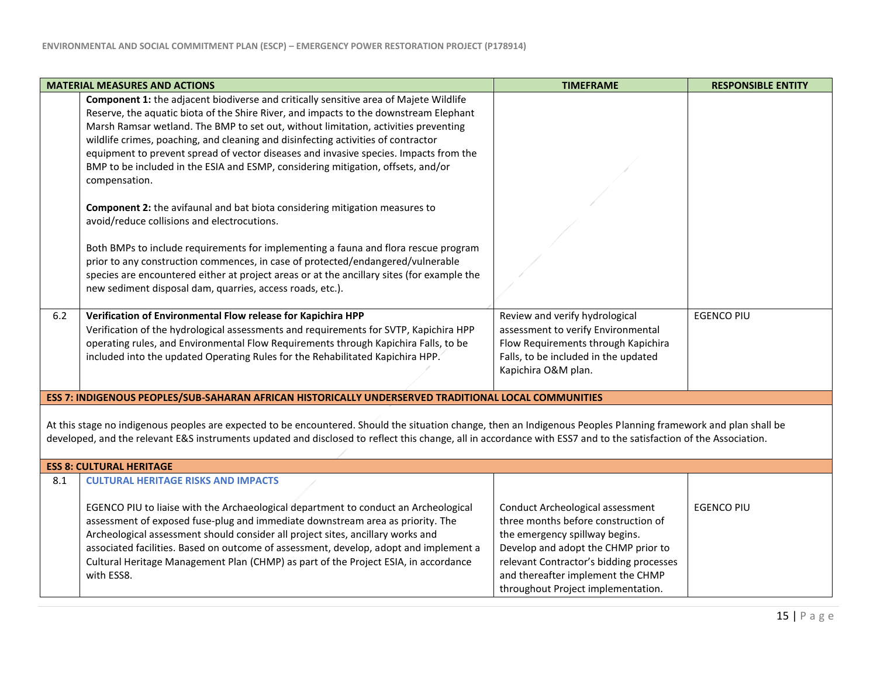| MATERIAL MEASURES AND ACTIONS | | TIMEFRAME | RESPONSIBLE ENTITY |
|---|---|---|---|
| | **Component 1:** the adjacent biodiverse and critically sensitive area of Majete Wildlife Reserve, the aquatic biota of the Shire River, and impacts to the downstream Elephant Marsh Ramsar wetland. The BMP to set out, without limitation, activities preventing wildlife crimes, poaching, and cleaning and disinfecting activities of contractor equipment to prevent spread of vector diseases and invasive species. Impacts from the BMP to be included in the ESIA and ESMP, considering mitigation, offsets, and/or compensation.<br><br>**Component 2:** the avifaunal and bat biota considering mitigation measures to avoid/reduce collisions and electrocutions.<br><br>Both BMPs to include requirements for implementing a fauna and flora rescue program prior to any construction commences, in case of protected/endangered/vulnerable species are encountered either at project areas or at the ancillary sites (for example the new sediment disposal dam, quarries, access roads, etc.). | | |
| 6.2 | **Verification of Environmental Flow release for Kapichira HPP**<br>Verification of the hydrological assessments and requirements for SVTP, Kapichira HPP operating rules, and Environmental Flow Requirements through Kapichira Falls, to be included into the updated Operating Rules for the Rehabilitated Kapichira HPP. | Review and verify hydrological assessment to verify Environmental Flow Requirements through Kapichira Falls, to be included in the updated Kapichira O&M plan. | EGENCO PIU |
| **ESS 7: INDIGENOUS PEOPLES/SUB-SAHARAN AFRICAN HISTORICALLY UNDERSERVED TRADITIONAL LOCAL COMMUNITIES** | | | |
| At this stage no indigenous peoples are expected to be encountered. Should the situation change, then an Indigenous Peoples Planning framework and plan shall be developed, and the relevant E&S instruments updated and disclosed to reflect this change, all in accordance with ESS7 and to the satisfaction of the Association. | | | |
| **ESS 8: CULTURAL HERITAGE** | | | |
| 8.1 | **CULTURAL HERITAGE RISKS AND IMPACTS**<br><br>EGENCO PIU to liaise with the Archaeological department to conduct an Archeological assessment of exposed fuse-plug and immediate downstream area as priority. The Archeological assessment should consider all project sites, ancillary works and associated facilities. Based on outcome of assessment, develop, adopt and implement a Cultural Heritage Management Plan (CHMP) as part of the Project ESIA, in accordance with ESS8. | Conduct Archeological assessment three months before construction of the emergency spillway begins.<br>Develop and adopt the CHMP prior to relevant Contractor's bidding processes and thereafter implement the CHMP throughout Project implementation. | EGENCO PIU |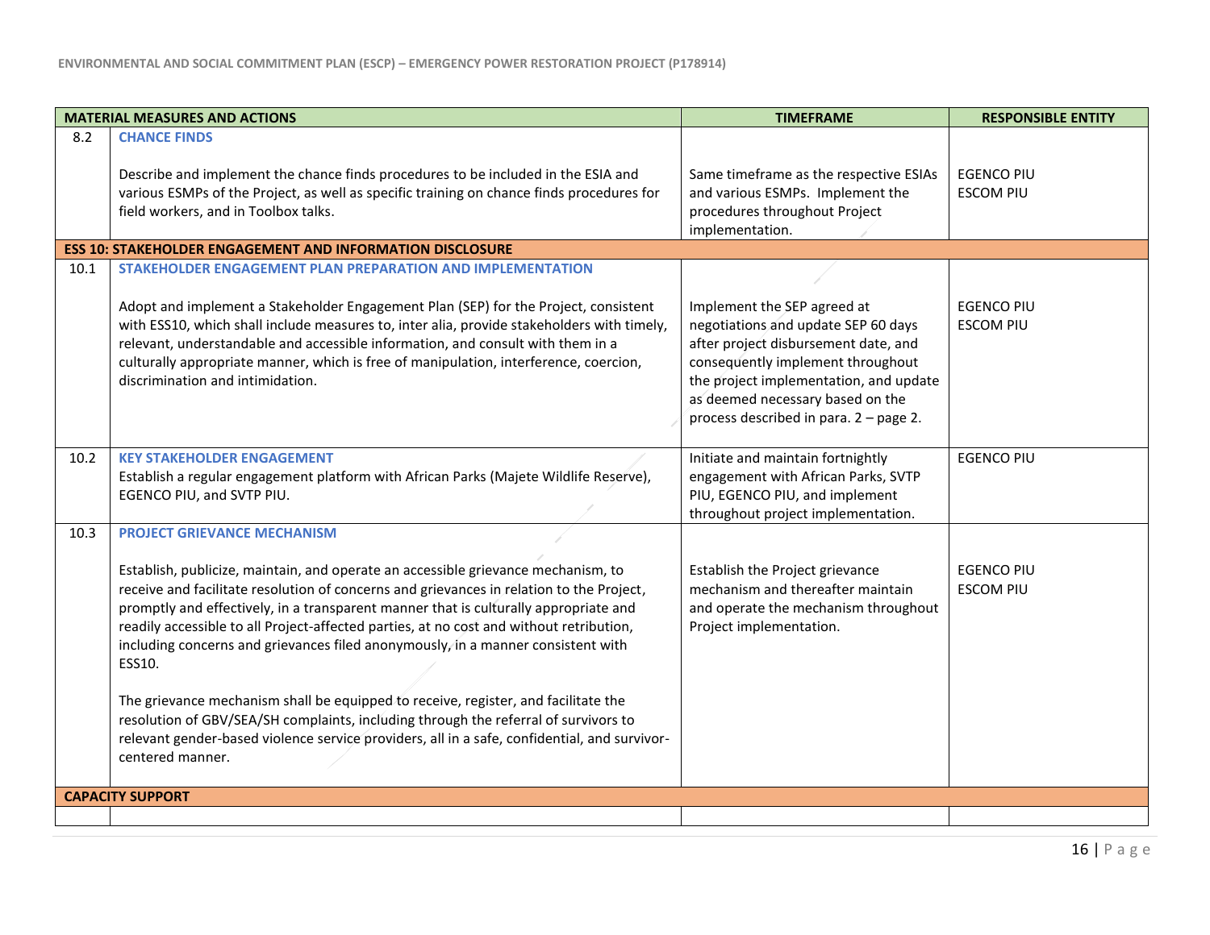| | MATERIAL MEASURES AND ACTIONS | TIMEFRAME | RESPONSIBLE ENTITY |
|---|---|---|---|
| 8.2 | **CHANCE FINDS**<br><br>Describe and implement the chance finds procedures to be included in the ESIA and various ESMPs of the Project, as well as specific training on chance finds procedures for field workers, and in Toolbox talks. | Same timeframe as the respective ESIAs and various ESMPs. Implement the procedures throughout Project implementation. | EGENCO PIU<br>ESCOM PIU |
| **ESS 10: STAKEHOLDER ENGAGEMENT AND INFORMATION DISCLOSURE** | | | |
| 10.1 | **STAKEHOLDER ENGAGEMENT PLAN PREPARATION AND IMPLEMENTATION**<br><br>Adopt and implement a Stakeholder Engagement Plan (SEP) for the Project, consistent with ESS10, which shall include measures to, inter alia, provide stakeholders with timely, relevant, understandable and accessible information, and consult with them in a culturally appropriate manner, which is free of manipulation, interference, coercion, discrimination and intimidation. | Implement the SEP agreed at negotiations and update SEP 60 days after project disbursement date, and consequently implement throughout the project implementation, and update as deemed necessary based on the process described in para. 2 – page 2. | EGENCO PIU<br>ESCOM PIU |
| 10.2 | **KEY STAKEHOLDER ENGAGEMENT**<br>Establish a regular engagement platform with African Parks (Majete Wildlife Reserve), EGENCO PIU, and SVTP PIU. | Initiate and maintain fortnightly engagement with African Parks, SVTP PIU, EGENCO PIU, and implement throughout project implementation. | EGENCO PIU |
| 10.3 | **PROJECT GRIEVANCE MECHANISM**<br><br>Establish, publicize, maintain, and operate an accessible grievance mechanism, to receive and facilitate resolution of concerns and grievances in relation to the Project, promptly and effectively, in a transparent manner that is culturally appropriate and readily accessible to all Project-affected parties, at no cost and without retribution, including concerns and grievances filed anonymously, in a manner consistent with ESS10.<br><br>The grievance mechanism shall be equipped to receive, register, and facilitate the resolution of GBV/SEA/SH complaints, including through the referral of survivors to relevant gender-based violence service providers, all in a safe, confidential, and survivor-centered manner. | Establish the Project grievance mechanism and thereafter maintain and operate the mechanism throughout Project implementation. | EGENCO PIU<br>ESCOM PIU |
| **CAPACITY SUPPORT** | | | |
| | | | |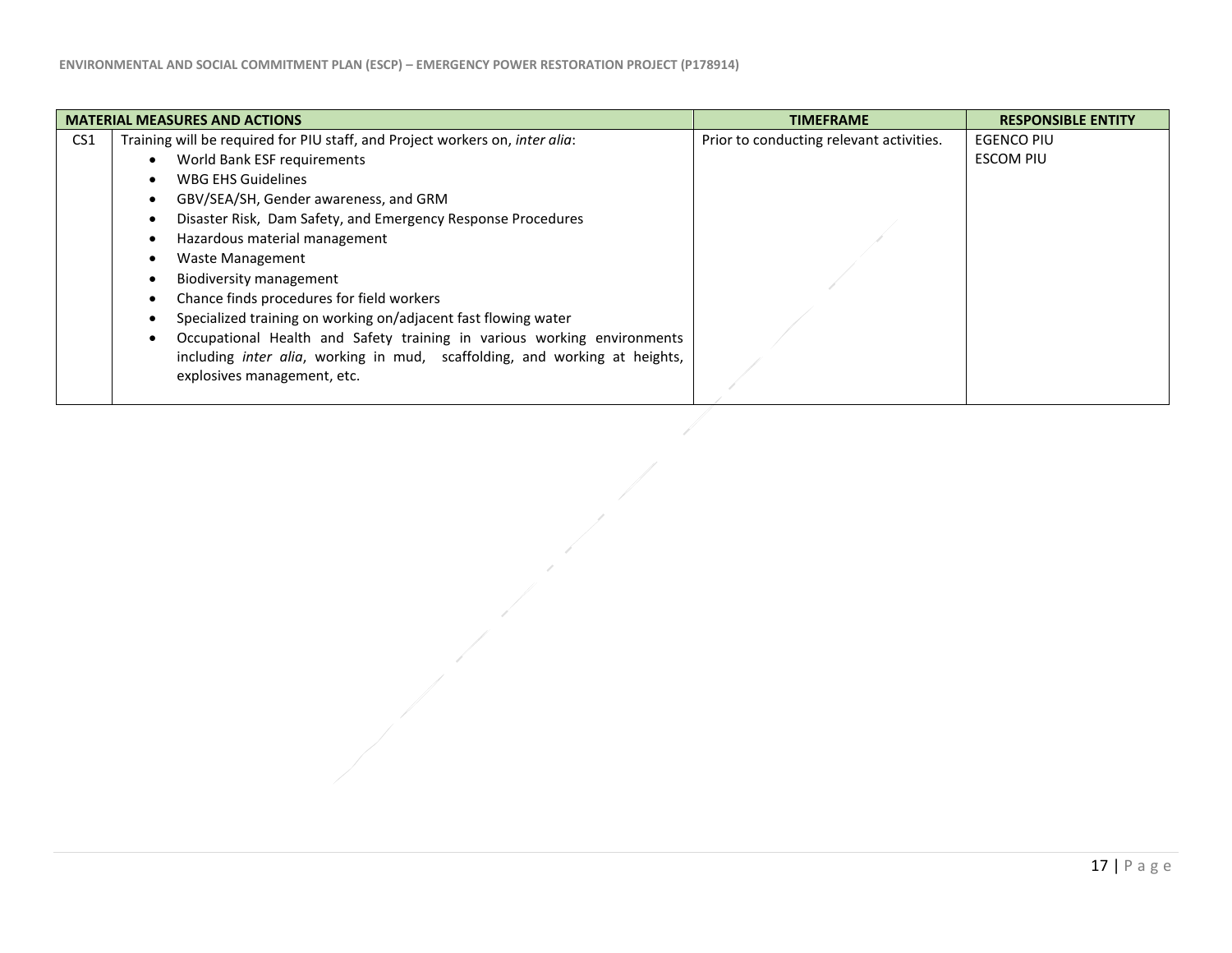| MATERIAL MEASURES AND ACTIONS | | TIMEFRAME | RESPONSIBLE ENTITY |
|---|---|---|---|
| CS1 | Training will be required for PIU staff, and Project workers on, *inter alia*:<br>• World Bank ESF requirements<br>• WBG EHS Guidelines<br>• GBV/SEA/SH, Gender awareness, and GRM<br>• Disaster Risk, Dam Safety, and Emergency Response Procedures<br>• Hazardous material management<br>• Waste Management<br>• Biodiversity management<br>• Chance finds procedures for field workers<br>• Specialized training on working on/adjacent fast flowing water<br>• Occupational Health and Safety training in various working environments including *inter alia*, working in mud, scaffolding, and working at heights, explosives management, etc. | Prior to conducting relevant activities. | EGENCO PIU<br>ESCOM PIU |